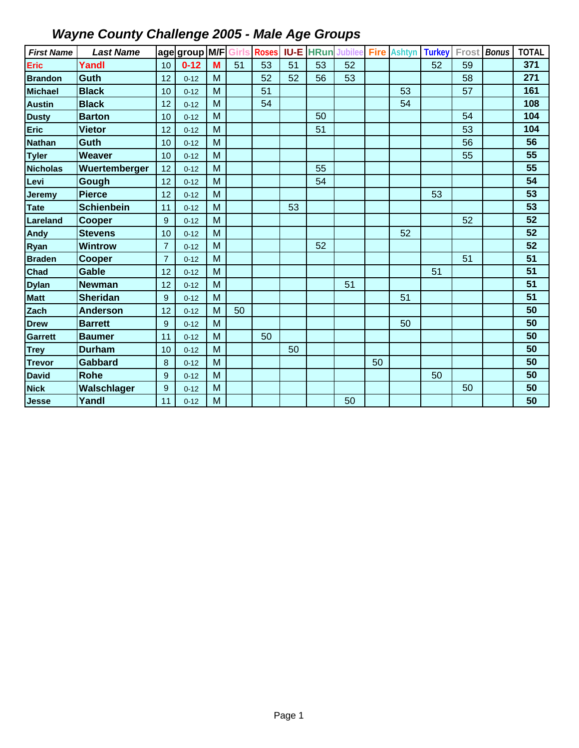## *Wayne County Challenge 2005 - Male Age Groups*

| *First Name* | *Last Name* | age | group | M/F | Girls | Roses | IU-E | HRun | Jubilee | Fire | Ashtyn | Turkey | Frost | *Bonus* | TOTAL |
|---|---|---|---|---|---|---|---|---|---|---|---|---|---|---|---|
| **Eric** | **Yandl** | 10 | **0-12** | **M** | 51 | 53 | 51 | 53 | 52 | | | 52 | 59 | | **371** |
| **Brandon** | **Guth** | 12 | 0-12 | M | | 52 | 52 | 56 | 53 | | | | 58 | | **271** |
| **Michael** | **Black** | 10 | 0-12 | M | | 51 | | | | | 53 | | 57 | | **161** |
| **Austin** | **Black** | 12 | 0-12 | M | | 54 | | | | | 54 | | | | **108** |
| **Dusty** | **Barton** | 10 | 0-12 | M | | | | 50 | | | | | 54 | | **104** |
| **Eric** | **Vietor** | 12 | 0-12 | M | | | | 51 | | | | | 53 | | **104** |
| **Nathan** | **Guth** | 10 | 0-12 | M | | | | | | | | | 56 | | **56** |
| **Tyler** | **Weaver** | 10 | 0-12 | M | | | | | | | | | 55 | | **55** |
| **Nicholas** | **Wuertemberger** | 12 | 0-12 | M | | | | 55 | | | | | | | **55** |
| **Levi** | **Gough** | 12 | 0-12 | M | | | | 54 | | | | | | | **54** |
| **Jeremy** | **Pierce** | 12 | 0-12 | M | | | | | | | | 53 | | | **53** |
| **Tate** | **Schienbein** | 11 | 0-12 | M | | | 53 | | | | | | | | **53** |
| **Lareland** | **Cooper** | 9 | 0-12 | M | | | | | | | | | 52 | | **52** |
| **Andy** | **Stevens** | 10 | 0-12 | M | | | | | | | 52 | | | | **52** |
| **Ryan** | **Wintrow** | 7 | 0-12 | M | | | | 52 | | | | | | | **52** |
| **Braden** | **Cooper** | 7 | 0-12 | M | | | | | | | | | 51 | | **51** |
| **Chad** | **Gable** | 12 | 0-12 | M | | | | | | | | 51 | | | **51** |
| **Dylan** | **Newman** | 12 | 0-12 | M | | | | | 51 | | | | | | **51** |
| **Matt** | **Sheridan** | 9 | 0-12 | M | | | | | | | 51 | | | | **51** |
| **Zach** | **Anderson** | 12 | 0-12 | M | 50 | | | | | | | | | | **50** |
| **Drew** | **Barrett** | 9 | 0-12 | M | | | | | | | 50 | | | | **50** |
| **Garrett** | **Baumer** | 11 | 0-12 | M | | 50 | | | | | | | | | **50** |
| **Trey** | **Durham** | 10 | 0-12 | M | | | 50 | | | | | | | | **50** |
| **Trevor** | **Gabbard** | 8 | 0-12 | M | | | | | | 50 | | | | | **50** |
| **David** | **Rohe** | 9 | 0-12 | M | | | | | | | | 50 | | | **50** |
| **Nick** | **Walschlager** | 9 | 0-12 | M | | | | | | | | | 50 | | **50** |
| **Jesse** | **Yandl** | 11 | 0-12 | M | | | | | 50 | | | | | | **50** |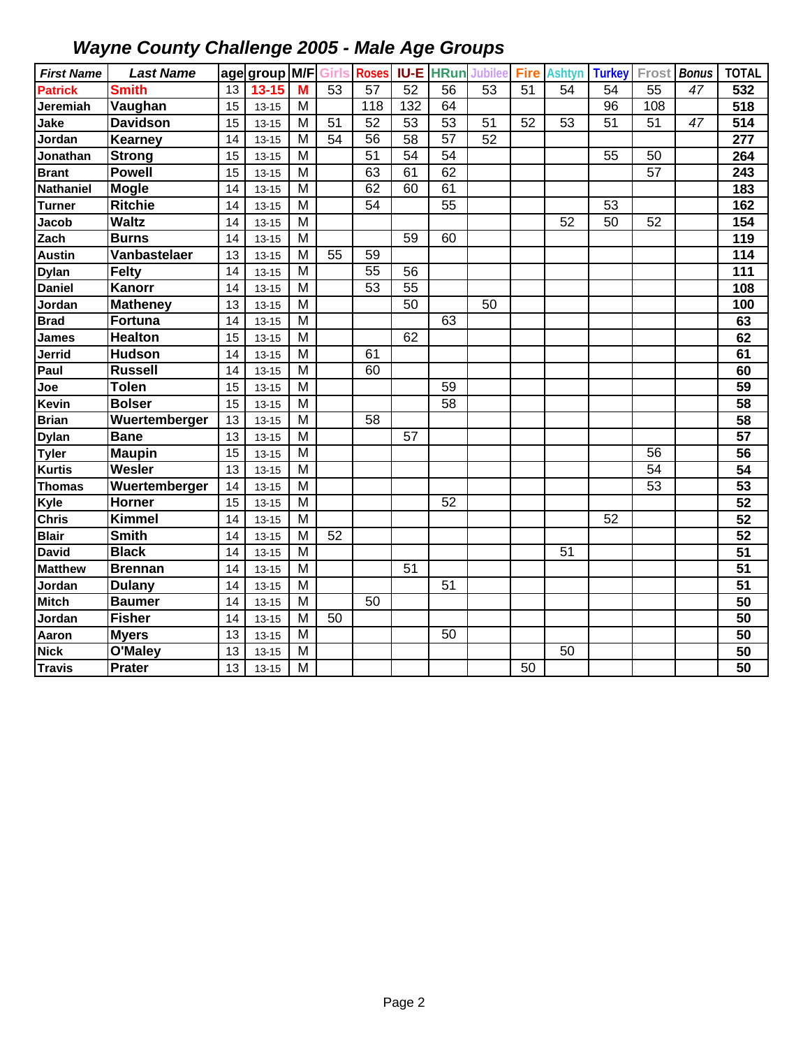# *Wayne County Challenge 2005 - Male Age Groups*

| *First Name* | *Last Name* | age | group | M/F | Girls | Roses | IU-E | HRun | Jubilee | Fire | Ashtyn | Turkey | Frost | *Bonus* | TOTAL |
|---|---|---|---|---|---|---|---|---|---|---|---|---|---|---|---|
| **Patrick** | **Smith** | 13 | **13-15** | **M** | 53 | 57 | 52 | 56 | 53 | 51 | 54 | 54 | 55 | *47* | **532** |
| **Jeremiah** | **Vaughan** | 15 | 13-15 | M | | 118 | 132 | 64 | | | | 96 | 108 | | **518** |
| **Jake** | **Davidson** | 15 | 13-15 | M | 51 | 52 | 53 | 53 | 51 | 52 | 53 | 51 | 51 | *47* | **514** |
| **Jordan** | **Kearney** | 14 | 13-15 | M | 54 | 56 | 58 | 57 | 52 | | | | | | **277** |
| **Jonathan** | **Strong** | 15 | 13-15 | M | | 51 | 54 | 54 | | | | 55 | 50 | | **264** |
| **Brant** | **Powell** | 15 | 13-15 | M | | 63 | 61 | 62 | | | | | 57 | | **243** |
| **Nathaniel** | **Mogle** | 14 | 13-15 | M | | 62 | 60 | 61 | | | | | | | **183** |
| **Turner** | **Ritchie** | 14 | 13-15 | M | | 54 | | 55 | | | | 53 | | | **162** |
| **Jacob** | **Waltz** | 14 | 13-15 | M | | | | | | | 52 | 50 | 52 | | **154** |
| **Zach** | **Burns** | 14 | 13-15 | M | | | 59 | 60 | | | | | | | **119** |
| **Austin** | **Vanbastelaer** | 13 | 13-15 | M | 55 | 59 | | | | | | | | | **114** |
| **Dylan** | **Felty** | 14 | 13-15 | M | | 55 | 56 | | | | | | | | **111** |
| **Daniel** | **Kanorr** | 14 | 13-15 | M | | 53 | 55 | | | | | | | | **108** |
| **Jordan** | **Matheney** | 13 | 13-15 | M | | | 50 | | 50 | | | | | | **100** |
| **Brad** | **Fortuna** | 14 | 13-15 | M | | | | 63 | | | | | | | **63** |
| **James** | **Healton** | 15 | 13-15 | M | | | 62 | | | | | | | | **62** |
| **Jerrid** | **Hudson** | 14 | 13-15 | M | | 61 | | | | | | | | | **61** |
| **Paul** | **Russell** | 14 | 13-15 | M | | 60 | | | | | | | | | **60** |
| **Joe** | **Tolen** | 15 | 13-15 | M | | | | 59 | | | | | | | **59** |
| **Kevin** | **Bolser** | 15 | 13-15 | M | | | | 58 | | | | | | | **58** |
| **Brian** | **Wuertemberger** | 13 | 13-15 | M | | 58 | | | | | | | | | **58** |
| **Dylan** | **Bane** | 13 | 13-15 | M | | | 57 | | | | | | | | **57** |
| **Tyler** | **Maupin** | 15 | 13-15 | M | | | | | | | | | 56 | | **56** |
| **Kurtis** | **Wesler** | 13 | 13-15 | M | | | | | | | | | 54 | | **54** |
| **Thomas** | **Wuertemberger** | 14 | 13-15 | M | | | | | | | | | 53 | | **53** |
| **Kyle** | **Horner** | 15 | 13-15 | M | | | | 52 | | | | | | | **52** |
| **Chris** | **Kimmel** | 14 | 13-15 | M | | | | | | | | 52 | | | **52** |
| **Blair** | **Smith** | 14 | 13-15 | M | 52 | | | | | | | | | | **52** |
| **David** | **Black** | 14 | 13-15 | M | | | | | | | 51 | | | | **51** |
| **Matthew** | **Brennan** | 14 | 13-15 | M | | | 51 | | | | | | | | **51** |
| **Jordan** | **Dulany** | 14 | 13-15 | M | | | | 51 | | | | | | | **51** |
| **Mitch** | **Baumer** | 14 | 13-15 | M | | 50 | | | | | | | | | **50** |
| **Jordan** | **Fisher** | 14 | 13-15 | M | 50 | | | | | | | | | | **50** |
| **Aaron** | **Myers** | 13 | 13-15 | M | | | | 50 | | | | | | | **50** |
| **Nick** | **O'Maley** | 13 | 13-15 | M | | | | | | | 50 | | | | **50** |
| **Travis** | **Prater** | 13 | 13-15 | M | | | | | | 50 | | | | | **50** |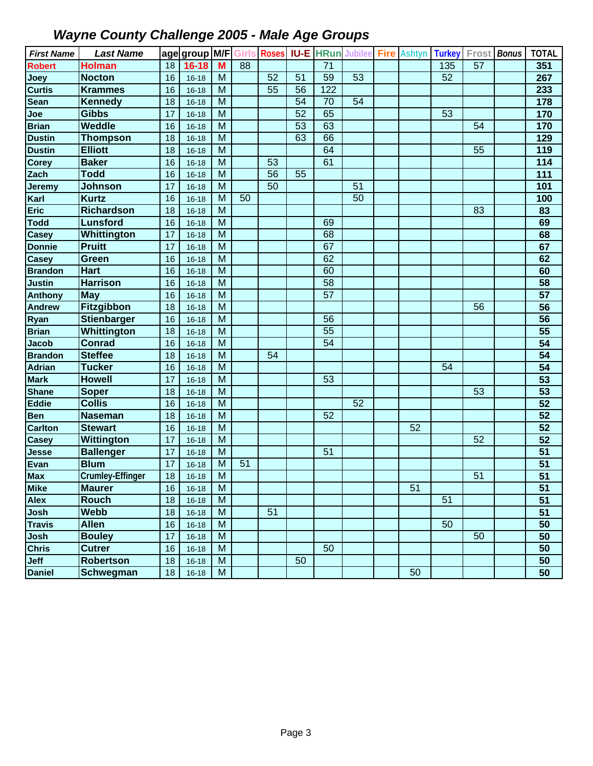# *Wayne County Challenge 2005 - Male Age Groups*

| First Name | Last Name | age | group | M/F | Girls | Roses | IU-E | HRun | Jubilee | Fire | Ashtyn | Turkey | Frost | Bonus | TOTAL |
|---|---|---|---|---|---|---|---|---|---|---|---|---|---|---|---|
| Robert | Holman | 18 | 16-18 | M | 88 | | | 71 | | | | 135 | 57 | | 351 |
| Joey | Nocton | 16 | 16-18 | M | | 52 | 51 | 59 | 53 | | | 52 | | | 267 |
| Curtis | Krammes | 16 | 16-18 | M | | 55 | 56 | 122 | | | | | | | 233 |
| Sean | Kennedy | 18 | 16-18 | M | | | 54 | 70 | 54 | | | | | | 178 |
| Joe | Gibbs | 17 | 16-18 | M | | | 52 | 65 | | | | 53 | | | 170 |
| Brian | Weddle | 16 | 16-18 | M | | | 53 | 63 | | | | | 54 | | 170 |
| Dustin | Thompson | 18 | 16-18 | M | | | 63 | 66 | | | | | | | 129 |
| Dustin | Elliott | 18 | 16-18 | M | | | | 64 | | | | | 55 | | 119 |
| Corey | Baker | 16 | 16-18 | M | | 53 | | 61 | | | | | | | 114 |
| Zach | Todd | 16 | 16-18 | M | | 56 | 55 | | | | | | | | 111 |
| Jeremy | Johnson | 17 | 16-18 | M | | 50 | | | 51 | | | | | | 101 |
| Karl | Kurtz | 16 | 16-18 | M | 50 | | | | 50 | | | | | | 100 |
| Eric | Richardson | 18 | 16-18 | M | | | | | | | | | 83 | | 83 |
| Todd | Lunsford | 16 | 16-18 | M | | | | 69 | | | | | | | 69 |
| Casey | Whittington | 17 | 16-18 | M | | | | 68 | | | | | | | 68 |
| Donnie | Pruitt | 17 | 16-18 | M | | | | 67 | | | | | | | 67 |
| Casey | Green | 16 | 16-18 | M | | | | 62 | | | | | | | 62 |
| Brandon | Hart | 16 | 16-18 | M | | | | 60 | | | | | | | 60 |
| Justin | Harrison | 16 | 16-18 | M | | | | 58 | | | | | | | 58 |
| Anthony | May | 16 | 16-18 | M | | | | 57 | | | | | | | 57 |
| Andrew | Fitzgibbon | 18 | 16-18 | M | | | | | | | | | 56 | | 56 |
| Ryan | Stienbarger | 16 | 16-18 | M | | | | 56 | | | | | | | 56 |
| Brian | Whittington | 18 | 16-18 | M | | | | 55 | | | | | | | 55 |
| Jacob | Conrad | 16 | 16-18 | M | | | | 54 | | | | | | | 54 |
| Brandon | Steffee | 18 | 16-18 | M | | 54 | | | | | | | | | 54 |
| Adrian | Tucker | 16 | 16-18 | M | | | | | | | | 54 | | | 54 |
| Mark | Howell | 17 | 16-18 | M | | | | 53 | | | | | | | 53 |
| Shane | Soper | 18 | 16-18 | M | | | | | | | | | 53 | | 53 |
| Eddie | Collis | 16 | 16-18 | M | | | | | 52 | | | | | | 52 |
| Ben | Naseman | 18 | 16-18 | M | | | | 52 | | | | | | | 52 |
| Carlton | Stewart | 16 | 16-18 | M | | | | | | | 52 | | | | 52 |
| Casey | Wittington | 17 | 16-18 | M | | | | | | | | | 52 | | 52 |
| Jesse | Ballenger | 17 | 16-18 | M | | | | 51 | | | | | | | 51 |
| Evan | Blum | 17 | 16-18 | M | 51 | | | | | | | | | | 51 |
| Max | Crumley-Effinger | 18 | 16-18 | M | | | | | | | | | 51 | | 51 |
| Mike | Maurer | 16 | 16-18 | M | | | | | | | 51 | | | | 51 |
| Alex | Rouch | 18 | 16-18 | M | | | | | | | | 51 | | | 51 |
| Josh | Webb | 18 | 16-18 | M | | 51 | | | | | | | | | 51 |
| Travis | Allen | 16 | 16-18 | M | | | | | | | | 50 | | | 50 |
| Josh | Bouley | 17 | 16-18 | M | | | | | | | | | 50 | | 50 |
| Chris | Cutrer | 16 | 16-18 | M | | | | 50 | | | | | | | 50 |
| Jeff | Robertson | 18 | 16-18 | M | | | 50 | | | | | | | | 50 |
| Daniel | Schwegman | 18 | 16-18 | M | | | | | | | 50 | | | | 50 |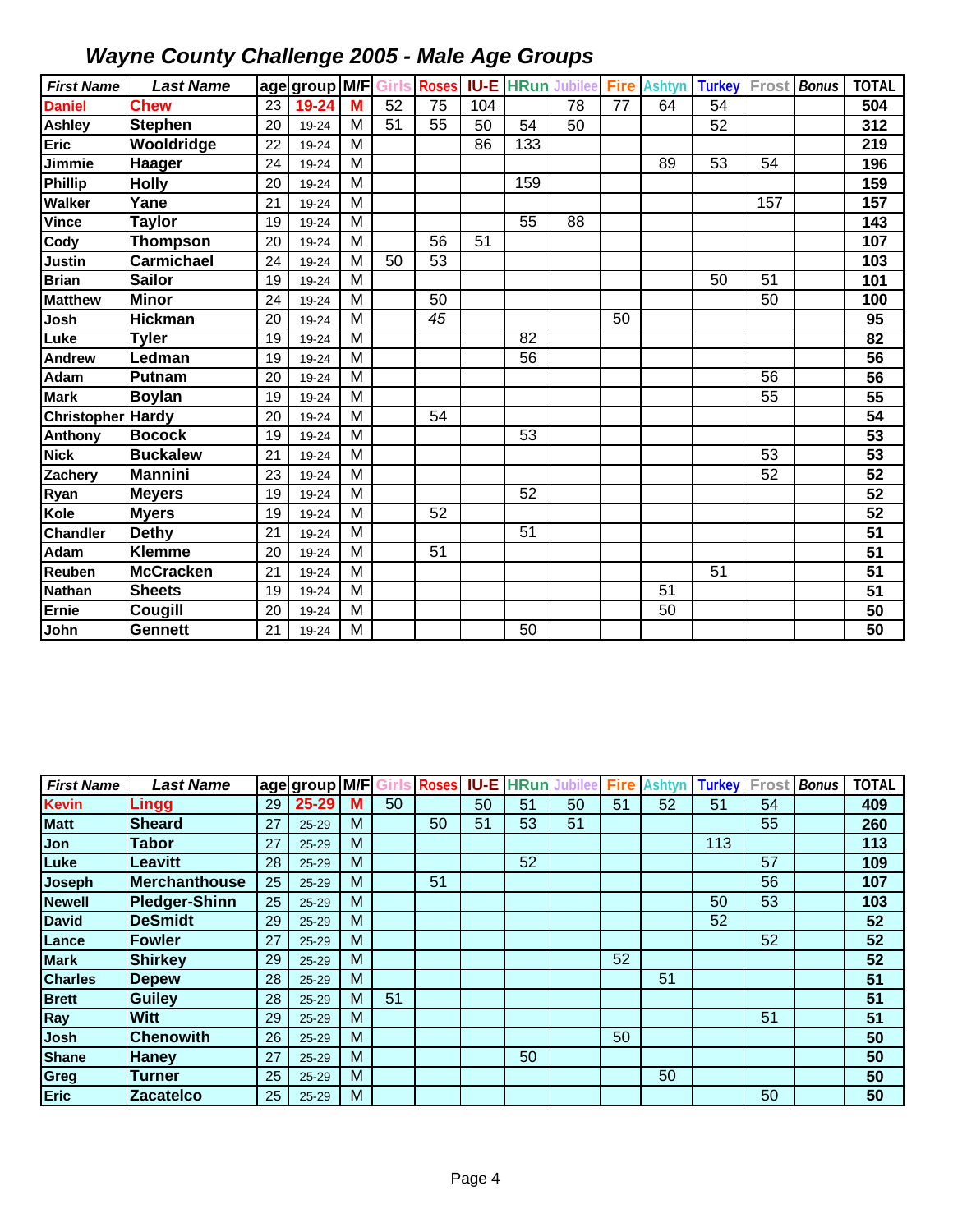## Wayne County Challenge 2005 - Male Age Groups

| First Name | Last Name | age | group | M/F | Girls | Roses | IU-E | HRun | Jubilee | Fire | Ashtyn | Turkey | Frost | Bonus | TOTAL |
|---|---|---|---|---|---|---|---|---|---|---|---|---|---|---|---|
| Daniel | Chew | 23 | 19-24 | M | 52 | 75 | 104 | | 78 | 77 | 64 | 54 | | | 504 |
| Ashley | Stephen | 20 | 19-24 | M | 51 | 55 | 50 | 54 | 50 | | | 52 | | | 312 |
| Eric | Wooldridge | 22 | 19-24 | M | | | 86 | 133 | | | | | | | 219 |
| Jimmie | Haager | 24 | 19-24 | M | | | | | | | 89 | 53 | 54 | | 196 |
| Phillip | Holly | 20 | 19-24 | M | | | | 159 | | | | | | | 159 |
| Walker | Yane | 21 | 19-24 | M | | | | | | | | | 157 | | 157 |
| Vince | Taylor | 19 | 19-24 | M | | | | 55 | 88 | | | | | | 143 |
| Cody | Thompson | 20 | 19-24 | M | | 56 | 51 | | | | | | | | 107 |
| Justin | Carmichael | 24 | 19-24 | M | 50 | 53 | | | | | | | | | 103 |
| Brian | Sailor | 19 | 19-24 | M | | | | | | | | 50 | 51 | | 101 |
| Matthew | Minor | 24 | 19-24 | M | | 50 | | | | | | | 50 | | 100 |
| Josh | Hickman | 20 | 19-24 | M | | *45* | | | | 50 | | | | | 95 |
| Luke | Tyler | 19 | 19-24 | M | | | | 82 | | | | | | | 82 |
| Andrew | Ledman | 19 | 19-24 | M | | | | 56 | | | | | | | 56 |
| Adam | Putnam | 20 | 19-24 | M | | | | | | | | | 56 | | 56 |
| Mark | Boylan | 19 | 19-24 | M | | | | | | | | | 55 | | 55 |
| Christopher | Hardy | 20 | 19-24 | M | | 54 | | | | | | | | | 54 |
| Anthony | Bocock | 19 | 19-24 | M | | | | 53 | | | | | | | 53 |
| Nick | Buckalew | 21 | 19-24 | M | | | | | | | | | 53 | | 53 |
| Zachery | Mannini | 23 | 19-24 | M | | | | | | | | | 52 | | 52 |
| Ryan | Meyers | 19 | 19-24 | M | | | | 52 | | | | | | | 52 |
| Kole | Myers | 19 | 19-24 | M | | 52 | | | | | | | | | 52 |
| Chandler | Dethy | 21 | 19-24 | M | | | | 51 | | | | | | | 51 |
| Adam | Klemme | 20 | 19-24 | M | | 51 | | | | | | | | | 51 |
| Reuben | McCracken | 21 | 19-24 | M | | | | | | | | 51 | | | 51 |
| Nathan | Sheets | 19 | 19-24 | M | | | | | | | 51 | | | | 51 |
| Ernie | Cougill | 20 | 19-24 | M | | | | | | | 50 | | | | 50 |
| John | Gennett | 21 | 19-24 | M | | | | 50 | | | | | | | 50 |

| First Name | Last Name | age | group | M/F | Girls | Roses | IU-E | HRun | Jubilee | Fire | Ashtyn | Turkey | Frost | Bonus | TOTAL |
|---|---|---|---|---|---|---|---|---|---|---|---|---|---|---|---|
| Kevin | Lingg | 29 | 25-29 | M | 50 | | 50 | 51 | 50 | 51 | 52 | 51 | 54 | | 409 |
| Matt | Sheard | 27 | 25-29 | M | | 50 | 51 | 53 | 51 | | | | 55 | | 260 |
| Jon | Tabor | 27 | 25-29 | M | | | | | | | | 113 | | | 113 |
| Luke | Leavitt | 28 | 25-29 | M | | | | 52 | | | | | 57 | | 109 |
| Joseph | Merchanthouse | 25 | 25-29 | M | | 51 | | | | | | | 56 | | 107 |
| Newell | Pledger-Shinn | 25 | 25-29 | M | | | | | | | | 50 | 53 | | 103 |
| David | DeSmidt | 29 | 25-29 | M | | | | | | | | 52 | | | 52 |
| Lance | Fowler | 27 | 25-29 | M | | | | | | | | | 52 | | 52 |
| Mark | Shirkey | 29 | 25-29 | M | | | | | | 52 | | | | | 52 |
| Charles | Depew | 28 | 25-29 | M | | | | | | | 51 | | | | 51 |
| Brett | Guiley | 28 | 25-29 | M | 51 | | | | | | | | | | 51 |
| Ray | Witt | 29 | 25-29 | M | | | | | | | | | 51 | | 51 |
| Josh | Chenowith | 26 | 25-29 | M | | | | | | 50 | | | | | 50 |
| Shane | Haney | 27 | 25-29 | M | | | | 50 | | | | | | | 50 |
| Greg | Turner | 25 | 25-29 | M | | | | | | | 50 | | | | 50 |
| Eric | Zacatelco | 25 | 25-29 | M | | | | | | | | | 50 | | 50 |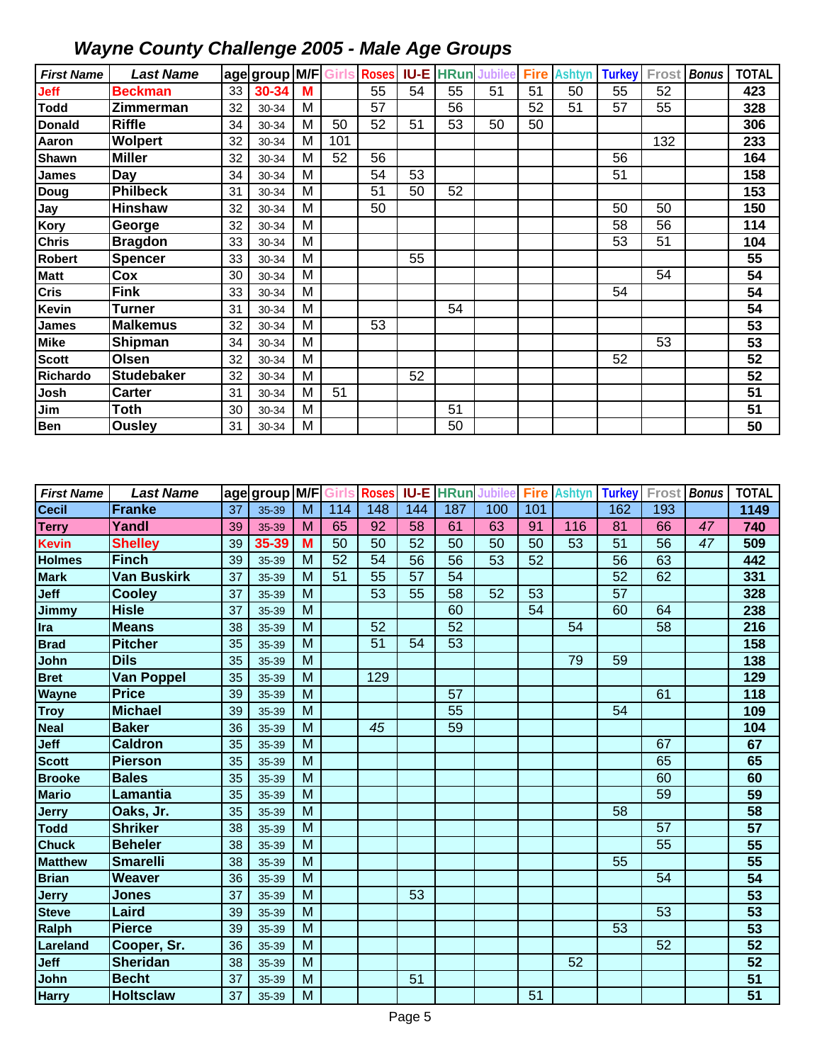## *Wayne County Challenge 2005 - Male Age Groups*

| *First Name* | *Last Name* | age | group | M/F | Girls | Roses | IU-E | HRun | Jubilee | Fire | Ashtyn | Turkey | Frost | *Bonus* | TOTAL |
|---|---|---|---|---|---|---|---|---|---|---|---|---|---|---|---|
| **Jeff** | **Beckman** | 33 | **30-34** | **M** | | 55 | 54 | 55 | 51 | 51 | 50 | 55 | 52 | | **423** |
| **Todd** | **Zimmerman** | 32 | 30-34 | M | | 57 | | 56 | | 52 | 51 | 57 | 55 | | **328** |
| **Donald** | **Riffle** | 34 | 30-34 | M | 50 | 52 | 51 | 53 | 50 | 50 | | | | | **306** |
| **Aaron** | **Wolpert** | 32 | 30-34 | M | 101 | | | | | | | | 132 | | **233** |
| **Shawn** | **Miller** | 32 | 30-34 | M | 52 | 56 | | | | | | 56 | | | **164** |
| **James** | **Day** | 34 | 30-34 | M | | 54 | 53 | | | | | 51 | | | **158** |
| **Doug** | **Philbeck** | 31 | 30-34 | M | | 51 | 50 | 52 | | | | | | | **153** |
| **Jay** | **Hinshaw** | 32 | 30-34 | M | | 50 | | | | | | 50 | 50 | | **150** |
| **Kory** | **George** | 32 | 30-34 | M | | | | | | | | 58 | 56 | | **114** |
| **Chris** | **Bragdon** | 33 | 30-34 | M | | | | | | | | 53 | 51 | | **104** |
| **Robert** | **Spencer** | 33 | 30-34 | M | | | 55 | | | | | | | | **55** |
| **Matt** | **Cox** | 30 | 30-34 | M | | | | | | | | | 54 | | **54** |
| **Cris** | **Fink** | 33 | 30-34 | M | | | | | | | | 54 | | | **54** |
| **Kevin** | **Turner** | 31 | 30-34 | M | | | | 54 | | | | | | | **54** |
| **James** | **Malkemus** | 32 | 30-34 | M | | 53 | | | | | | | | | **53** |
| **Mike** | **Shipman** | 34 | 30-34 | M | | | | | | | | | 53 | | **53** |
| **Scott** | **Olsen** | 32 | 30-34 | M | | | | | | | | 52 | | | **52** |
| **Richardo** | **Studebaker** | 32 | 30-34 | M | | | 52 | | | | | | | | **52** |
| **Josh** | **Carter** | 31 | 30-34 | M | 51 | | | | | | | | | | **51** |
| **Jim** | **Toth** | 30 | 30-34 | M | | | | 51 | | | | | | | **51** |
| **Ben** | **Ousley** | 31 | 30-34 | M | | | | 50 | | | | | | | **50** |

| *First Name* | *Last Name* | age | group | M/F | Girls | Roses | IU-E | HRun | Jubilee | Fire | Ashtyn | Turkey | Frost | *Bonus* | TOTAL |
|---|---|---|---|---|---|---|---|---|---|---|---|---|---|---|---|
| **Cecil** | **Franke** | 37 | 35-39 | M | 114 | 148 | 144 | 187 | 100 | 101 | | 162 | 193 | | **1149** |
| **Terry** | **Yandl** | 39 | 35-39 | M | 65 | 92 | 58 | 61 | 63 | 91 | 116 | 81 | 66 | *47* | **740** |
| **Kevin** | **Shelley** | 39 | **35-39** | **M** | 50 | 50 | 52 | 50 | 50 | 50 | 53 | 51 | 56 | *47* | **509** |
| **Holmes** | **Finch** | 39 | 35-39 | M | 52 | 54 | 56 | 56 | 53 | 52 | | 56 | 63 | | **442** |
| **Mark** | **Van Buskirk** | 37 | 35-39 | M | 51 | 55 | 57 | 54 | | | | 52 | 62 | | **331** |
| **Jeff** | **Cooley** | 37 | 35-39 | M | | 53 | 55 | 58 | 52 | 53 | | 57 | | | **328** |
| **Jimmy** | **Hisle** | 37 | 35-39 | M | | | | 60 | | 54 | | 60 | 64 | | **238** |
| **Ira** | **Means** | 38 | 35-39 | M | | 52 | | 52 | | | 54 | | 58 | | **216** |
| **Brad** | **Pitcher** | 35 | 35-39 | M | | 51 | 54 | 53 | | | | | | | **158** |
| **John** | **Dils** | 35 | 35-39 | M | | | | | | | 79 | 59 | | | **138** |
| **Bret** | **Van Poppel** | 35 | 35-39 | M | | 129 | | | | | | | | | **129** |
| **Wayne** | **Price** | 39 | 35-39 | M | | | | 57 | | | | | 61 | | **118** |
| **Troy** | **Michael** | 39 | 35-39 | M | | | | 55 | | | | 54 | | | **109** |
| **Neal** | **Baker** | 36 | 35-39 | M | | *45* | | 59 | | | | | | | **104** |
| **Jeff** | **Caldron** | 35 | 35-39 | M | | | | | | | | | 67 | | **67** |
| **Scott** | **Pierson** | 35 | 35-39 | M | | | | | | | | | 65 | | **65** |
| **Brooke** | **Bales** | 35 | 35-39 | M | | | | | | | | | 60 | | **60** |
| **Mario** | **Lamantia** | 35 | 35-39 | M | | | | | | | | | 59 | | **59** |
| **Jerry** | **Oaks, Jr.** | 35 | 35-39 | M | | | | | | | | 58 | | | **58** |
| **Todd** | **Shriker** | 38 | 35-39 | M | | | | | | | | | 57 | | **57** |
| **Chuck** | **Beheler** | 38 | 35-39 | M | | | | | | | | | 55 | | **55** |
| **Matthew** | **Smarelli** | 38 | 35-39 | M | | | | | | | | 55 | | | **55** |
| **Brian** | **Weaver** | 36 | 35-39 | M | | | | | | | | | 54 | | **54** |
| **Jerry** | **Jones** | 37 | 35-39 | M | | | 53 | | | | | | | | **53** |
| **Steve** | **Laird** | 39 | 35-39 | M | | | | | | | | | 53 | | **53** |
| **Ralph** | **Pierce** | 39 | 35-39 | M | | | | | | | | 53 | | | **53** |
| **Lareland** | **Cooper, Sr.** | 36 | 35-39 | M | | | | | | | | | 52 | | **52** |
| **Jeff** | **Sheridan** | 38 | 35-39 | M | | | | | | | 52 | | | | **52** |
| **John** | **Becht** | 37 | 35-39 | M | | | 51 | | | | | | | | **51** |
| **Harry** | **Holtsclaw** | 37 | 35-39 | M | | | | | | 51 | | | | | **51** |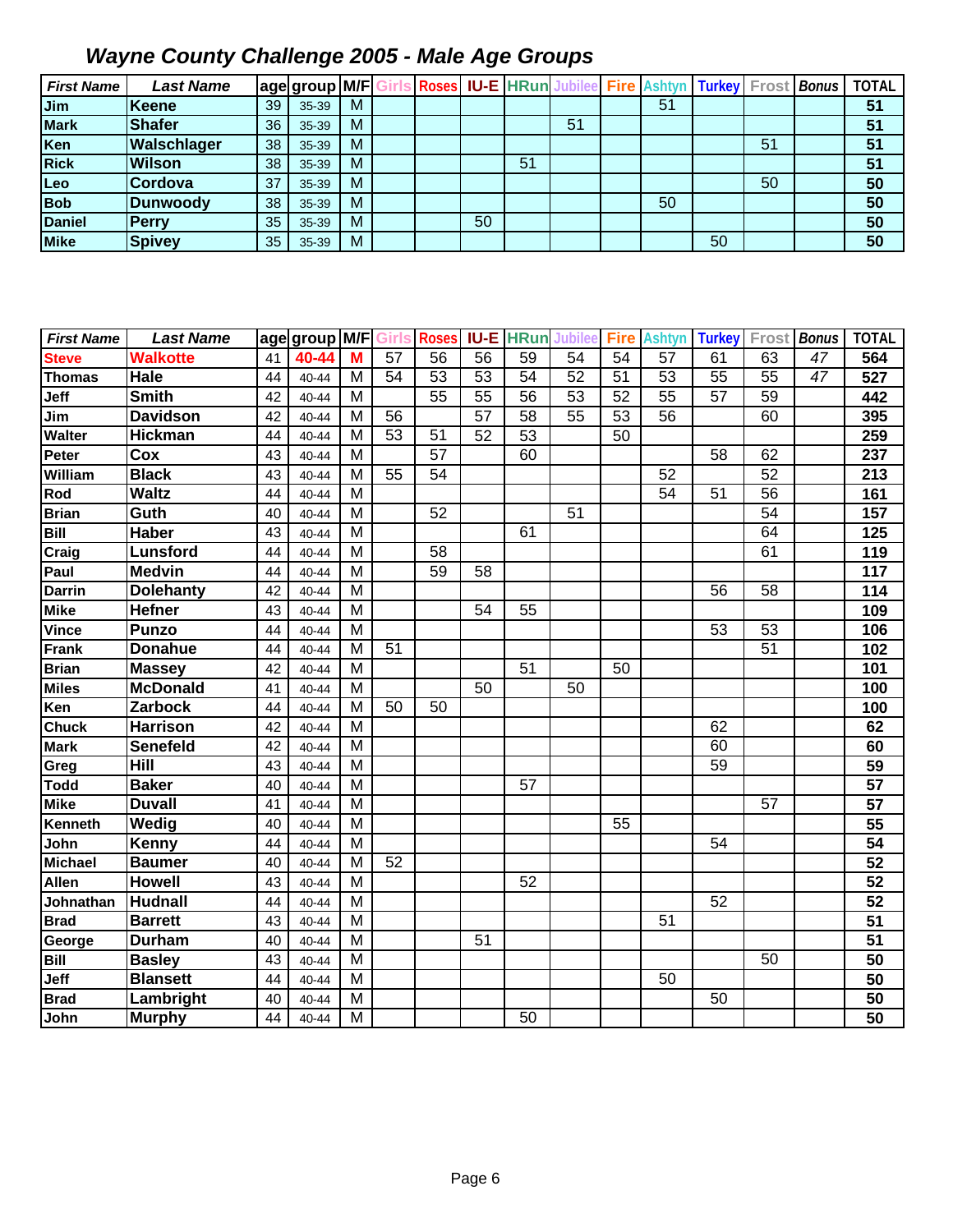# Wayne County Challenge 2005 - Male Age Groups

| First Name | Last Name | age | group | M/F | Girls | Roses | IU-E | HRun | Jubilee | Fire | Ashtyn | Turkey | Frost | Bonus | TOTAL |
|---|---|---|---|---|---|---|---|---|---|---|---|---|---|---|---|
| Jim | Keene | 39 | 35-39 | M | | | | | | | 51 | | | | 51 |
| Mark | Shafer | 36 | 35-39 | M | | | | | 51 | | | | | | 51 |
| Ken | Walschlager | 38 | 35-39 | M | | | | | | | | | 51 | | 51 |
| Rick | Wilson | 38 | 35-39 | M | | | | 51 | | | | | | | 51 |
| Leo | Cordova | 37 | 35-39 | M | | | | | | | | | 50 | | 50 |
| Bob | Dunwoody | 38 | 35-39 | M | | | | | | | 50 | | | | 50 |
| Daniel | Perry | 35 | 35-39 | M | | | 50 | | | | | | | | 50 |
| Mike | Spivey | 35 | 35-39 | M | | | | | | | | 50 | | | 50 |

| First Name | Last Name | age | group | M/F | Girls | Roses | IU-E | HRun | Jubilee | Fire | Ashtyn | Turkey | Frost | Bonus | TOTAL |
|---|---|---|---|---|---|---|---|---|---|---|---|---|---|---|---|
| Steve | Walkotte | 41 | 40-44 | M | 57 | 56 | 56 | 59 | 54 | 54 | 57 | 61 | 63 | 47 | 564 |
| Thomas | Hale | 44 | 40-44 | M | 54 | 53 | 53 | 54 | 52 | 51 | 53 | 55 | 55 | 47 | 527 |
| Jeff | Smith | 42 | 40-44 | M | | 55 | 55 | 56 | 53 | 52 | 55 | 57 | 59 | | 442 |
| Jim | Davidson | 42 | 40-44 | M | 56 | | 57 | 58 | 55 | 53 | 56 | | 60 | | 395 |
| Walter | Hickman | 44 | 40-44 | M | 53 | 51 | 52 | 53 | | 50 | | | | | 259 |
| Peter | Cox | 43 | 40-44 | M | | 57 | | 60 | | | | 58 | 62 | | 237 |
| William | Black | 43 | 40-44 | M | 55 | 54 | | | | | 52 | | 52 | | 213 |
| Rod | Waltz | 44 | 40-44 | M | | | | | | | 54 | 51 | 56 | | 161 |
| Brian | Guth | 40 | 40-44 | M | | 52 | | | 51 | | | | 54 | | 157 |
| Bill | Haber | 43 | 40-44 | M | | | | 61 | | | | | 64 | | 125 |
| Craig | Lunsford | 44 | 40-44 | M | | 58 | | | | | | | 61 | | 119 |
| Paul | Medvin | 44 | 40-44 | M | | 59 | 58 | | | | | | | | 117 |
| Darrin | Dolehanty | 42 | 40-44 | M | | | | | | | | 56 | 58 | | 114 |
| Mike | Hefner | 43 | 40-44 | M | | | 54 | 55 | | | | | | | 109 |
| Vince | Punzo | 44 | 40-44 | M | | | | | | | | 53 | 53 | | 106 |
| Frank | Donahue | 44 | 40-44 | M | 51 | | | | | | | | 51 | | 102 |
| Brian | Massey | 42 | 40-44 | M | | | | 51 | | 50 | | | | | 101 |
| Miles | McDonald | 41 | 40-44 | M | | | 50 | | 50 | | | | | | 100 |
| Ken | Zarbock | 44 | 40-44 | M | 50 | 50 | | | | | | | | | 100 |
| Chuck | Harrison | 42 | 40-44 | M | | | | | | | | 62 | | | 62 |
| Mark | Senefeld | 42 | 40-44 | M | | | | | | | | 60 | | | 60 |
| Greg | Hill | 43 | 40-44 | M | | | | | | | | 59 | | | 59 |
| Todd | Baker | 40 | 40-44 | M | | | | 57 | | | | | | | 57 |
| Mike | Duvall | 41 | 40-44 | M | | | | | | | | | 57 | | 57 |
| Kenneth | Wedig | 40 | 40-44 | M | | | | | | 55 | | | | | 55 |
| John | Kenny | 44 | 40-44 | M | | | | | | | | 54 | | | 54 |
| Michael | Baumer | 40 | 40-44 | M | 52 | | | | | | | | | | 52 |
| Allen | Howell | 43 | 40-44 | M | | | | 52 | | | | | | | 52 |
| Johnathan | Hudnall | 44 | 40-44 | M | | | | | | | | 52 | | | 52 |
| Brad | Barrett | 43 | 40-44 | M | | | | | | | 51 | | | | 51 |
| George | Durham | 40 | 40-44 | M | | | 51 | | | | | | | | 51 |
| Bill | Basley | 43 | 40-44 | M | | | | | | | | | 50 | | 50 |
| Jeff | Blansett | 44 | 40-44 | M | | | | | | | 50 | | | | 50 |
| Brad | Lambright | 40 | 40-44 | M | | | | | | | | 50 | | | 50 |
| John | Murphy | 44 | 40-44 | M | | | | 50 | | | | | | | 50 |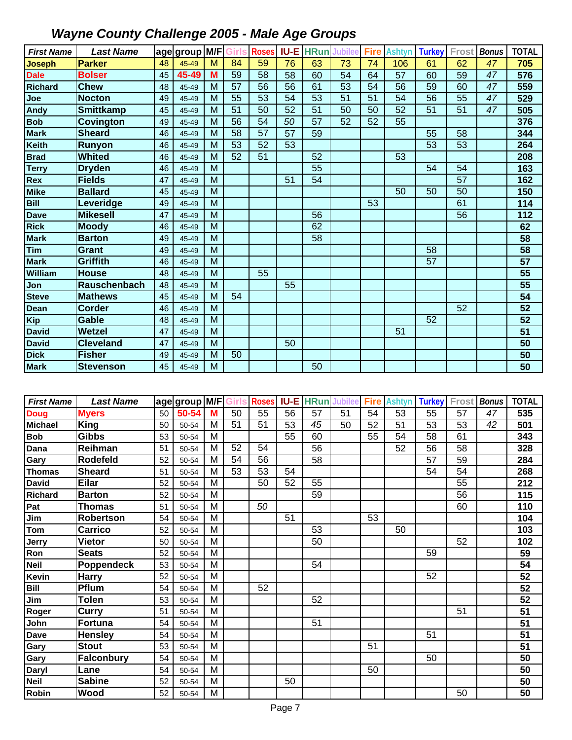## *Wayne County Challenge 2005 - Male Age Groups*

| First Name | Last Name | age | group | M/F | Girls | Roses | IU-E | HRun | Jubilee | Fire | Ashtyn | Turkey | Frost | Bonus | TOTAL |
|---|---|---|---|---|---|---|---|---|---|---|---|---|---|---|---|
| **Joseph** | **Parker** | 48 | 45-49 | M | 84 | 59 | 76 | 63 | 73 | 74 | 106 | 61 | 62 | *47* | **705** |
| **Dale** | **Bolser** | 45 | **45-49** | **M** | 59 | 58 | 58 | 60 | 54 | 64 | 57 | 60 | 59 | *47* | **576** |
| **Richard** | **Chew** | 48 | 45-49 | M | 57 | 56 | 56 | 61 | 53 | 54 | 56 | 59 | 60 | *47* | **559** |
| **Joe** | **Nocton** | 49 | 45-49 | M | 55 | 53 | 54 | 53 | 51 | 51 | 54 | 56 | 55 | *47* | **529** |
| **Andy** | **Smittkamp** | 45 | 45-49 | M | 51 | 50 | 52 | 51 | 50 | 50 | 52 | 51 | 51 | *47* | **505** |
| **Bob** | **Covington** | 49 | 45-49 | M | 56 | 54 | *50* | 57 | 52 | 52 | 55 | | | | **376** |
| **Mark** | **Sheard** | 46 | 45-49 | M | 58 | 57 | 57 | 59 | | | | 55 | 58 | | **344** |
| **Keith** | **Runyon** | 46 | 45-49 | M | 53 | 52 | 53 | | | | | 53 | 53 | | **264** |
| **Brad** | **Whited** | 46 | 45-49 | M | 52 | 51 | | 52 | | | 53 | | | | **208** |
| **Terry** | **Dryden** | 46 | 45-49 | M | | | | 55 | | | | 54 | 54 | | **163** |
| **Rex** | **Fields** | 47 | 45-49 | M | | | 51 | 54 | | | | | 57 | | **162** |
| **Mike** | **Ballard** | 45 | 45-49 | M | | | | | | | 50 | 50 | 50 | | **150** |
| **Bill** | **Leveridge** | 49 | 45-49 | M | | | | | | 53 | | | 61 | | **114** |
| **Dave** | **Mikesell** | 47 | 45-49 | M | | | | 56 | | | | | 56 | | **112** |
| **Rick** | **Moody** | 46 | 45-49 | M | | | | 62 | | | | | | | **62** |
| **Mark** | **Barton** | 49 | 45-49 | M | | | | 58 | | | | | | | **58** |
| **Tim** | **Grant** | 49 | 45-49 | M | | | | | | | | 58 | | | **58** |
| **Mark** | **Griffith** | 46 | 45-49 | M | | | | | | | | 57 | | | **57** |
| **William** | **House** | 48 | 45-49 | M | | 55 | | | | | | | | | **55** |
| **Jon** | **Rauschenbach** | 48 | 45-49 | M | | | 55 | | | | | | | | **55** |
| **Steve** | **Mathews** | 45 | 45-49 | M | 54 | | | | | | | | | | **54** |
| **Dean** | **Corder** | 46 | 45-49 | M | | | | | | | | | 52 | | **52** |
| **Kip** | **Gable** | 48 | 45-49 | M | | | | | | | | 52 | | | **52** |
| **David** | **Wetzel** | 47 | 45-49 | M | | | | | | | 51 | | | | **51** |
| **David** | **Cleveland** | 47 | 45-49 | M | | | 50 | | | | | | | | **50** |
| **Dick** | **Fisher** | 49 | 45-49 | M | 50 | | | | | | | | | | **50** |
| **Mark** | **Stevenson** | 45 | 45-49 | M | | | | 50 | | | | | | | **50** |

| First Name | Last Name | age | group | M/F | Girls | Roses | IU-E | HRun | Jubilee | Fire | Ashtyn | Turkey | Frost | Bonus | TOTAL |
|---|---|---|---|---|---|---|---|---|---|---|---|---|---|---|---|
| **Doug** | **Myers** | 50 | **50-54** | **M** | 50 | 55 | 56 | 57 | 51 | 54 | 53 | 55 | 57 | *47* | **535** |
| **Michael** | **King** | 50 | 50-54 | M | 51 | 51 | 53 | *45* | 50 | 52 | 51 | 53 | 53 | *42* | **501** |
| **Bob** | **Gibbs** | 53 | 50-54 | M | | | 55 | 60 | | 55 | 54 | 58 | 61 | | **343** |
| **Dana** | **Reihman** | 51 | 50-54 | M | 52 | 54 | | 56 | | | 52 | 56 | 58 | | **328** |
| **Gary** | **Rodefeld** | 52 | 50-54 | M | 54 | 56 | | 58 | | | | 57 | 59 | | **284** |
| **Thomas** | **Sheard** | 51 | 50-54 | M | 53 | 53 | 54 | | | | | 54 | 54 | | **268** |
| **David** | **Eilar** | 52 | 50-54 | M | | 50 | 52 | 55 | | | | | 55 | | **212** |
| **Richard** | **Barton** | 52 | 50-54 | M | | | | 59 | | | | | 56 | | **115** |
| **Pat** | **Thomas** | 51 | 50-54 | M | | *50* | | | | | | | 60 | | **110** |
| **Jim** | **Robertson** | 54 | 50-54 | M | | | 51 | | | 53 | | | | | **104** |
| **Tom** | **Carrico** | 52 | 50-54 | M | | | | 53 | | | 50 | | | | **103** |
| **Jerry** | **Vietor** | 50 | 50-54 | M | | | | 50 | | | | | 52 | | **102** |
| **Ron** | **Seats** | 52 | 50-54 | M | | | | | | | | 59 | | | **59** |
| **Neil** | **Poppendeck** | 53 | 50-54 | M | | | | 54 | | | | | | | **54** |
| **Kevin** | **Harry** | 52 | 50-54 | M | | | | | | | | 52 | | | **52** |
| **Bill** | **Pflum** | 54 | 50-54 | M | | 52 | | | | | | | | | **52** |
| **Jim** | **Tolen** | 53 | 50-54 | M | | | | 52 | | | | | | | **52** |
| **Roger** | **Curry** | 51 | 50-54 | M | | | | | | | | | 51 | | **51** |
| **John** | **Fortuna** | 54 | 50-54 | M | | | | 51 | | | | | | | **51** |
| **Dave** | **Hensley** | 54 | 50-54 | M | | | | | | | | 51 | | | **51** |
| **Gary** | **Stout** | 53 | 50-54 | M | | | | | | 51 | | | | | **51** |
| **Gary** | **Falconbury** | 54 | 50-54 | M | | | | | | | | 50 | | | **50** |
| **Daryl** | **Lane** | 54 | 50-54 | M | | | | | | 50 | | | | | **50** |
| **Neil** | **Sabine** | 52 | 50-54 | M | | | 50 | | | | | | | | **50** |
| **Robin** | **Wood** | 52 | 50-54 | M | | | | | | | | | 50 | | **50** |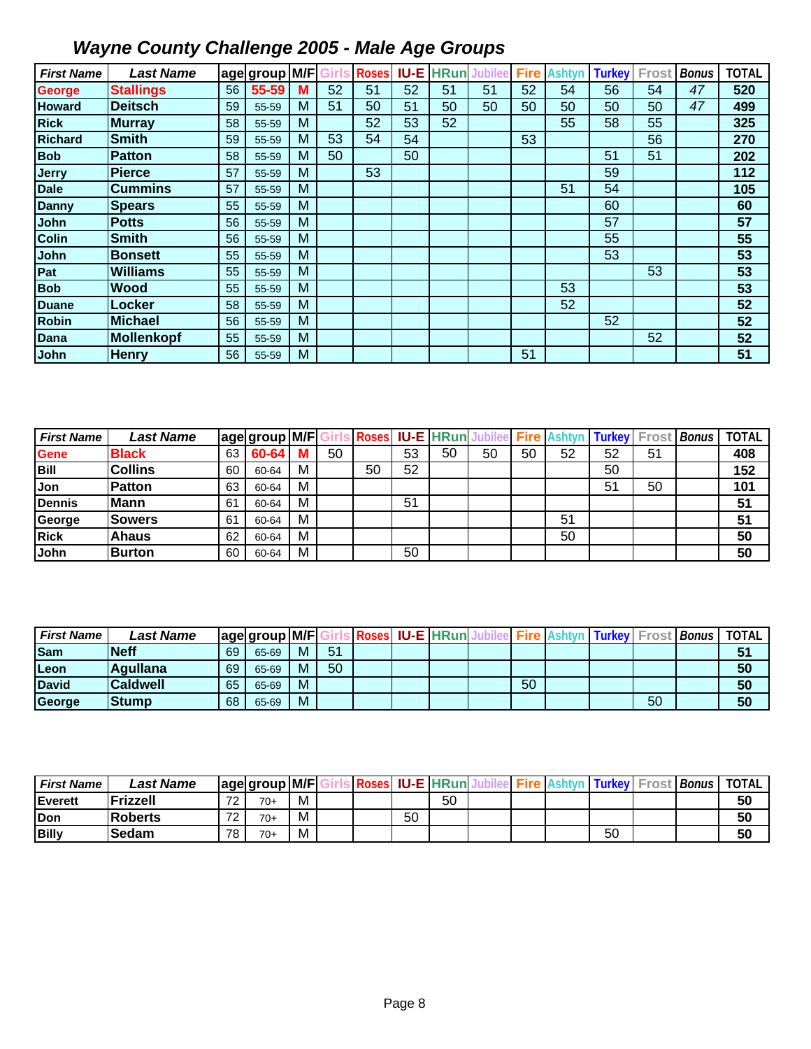# *Wayne County Challenge 2005 - Male Age Groups*

| First Name | Last Name | age | group | M/F | Girls | Roses | IU-E | HRun | Jubilee | Fire | Ashtyn | Turkey | Frost | Bonus | TOTAL |
|---|---|---|---|---|---|---|---|---|---|---|---|---|---|---|---|
| George | Stallings | 56 | 55-59 | M | 52 | 51 | 52 | 51 | 51 | 52 | 54 | 56 | 54 | 47 | 520 |
| Howard | Deitsch | 59 | 55-59 | M | 51 | 50 | 51 | 50 | 50 | 50 | 50 | 50 | 50 | 47 | 499 |
| Rick | Murray | 58 | 55-59 | M | | 52 | 53 | 52 | | | 55 | 58 | 55 | | 325 |
| Richard | Smith | 59 | 55-59 | M | 53 | 54 | 54 | | | 53 | | | 56 | | 270 |
| Bob | Patton | 58 | 55-59 | M | 50 | | 50 | | | | | 51 | 51 | | 202 |
| Jerry | Pierce | 57 | 55-59 | M | | 53 | | | | | | 59 | | | 112 |
| Dale | Cummins | 57 | 55-59 | M | | | | | | | 51 | 54 | | | 105 |
| Danny | Spears | 55 | 55-59 | M | | | | | | | | 60 | | | 60 |
| John | Potts | 56 | 55-59 | M | | | | | | | | 57 | | | 57 |
| Colin | Smith | 56 | 55-59 | M | | | | | | | | 55 | | | 55 |
| John | Bonsett | 55 | 55-59 | M | | | | | | | | 53 | | | 53 |
| Pat | Williams | 55 | 55-59 | M | | | | | | | | | 53 | | 53 |
| Bob | Wood | 55 | 55-59 | M | | | | | | | 53 | | | | 53 |
| Duane | Locker | 58 | 55-59 | M | | | | | | | 52 | | | | 52 |
| Robin | Michael | 56 | 55-59 | M | | | | | | | | 52 | | | 52 |
| Dana | Mollenkopf | 55 | 55-59 | M | | | | | | | | | 52 | | 52 |
| John | Henry | 56 | 55-59 | M | | | | | | 51 | | | | | 51 |

| First Name | Last Name | age | group | M/F | Girls | Roses | IU-E | HRun | Jubilee | Fire | Ashtyn | Turkey | Frost | Bonus | TOTAL |
|---|---|---|---|---|---|---|---|---|---|---|---|---|---|---|---|
| Gene | Black | 63 | 60-64 | M | 50 | | 53 | 50 | 50 | 50 | 52 | 52 | 51 | | 408 |
| Bill | Collins | 60 | 60-64 | M | | 50 | 52 | | | | | 50 | | | 152 |
| Jon | Patton | 63 | 60-64 | M | | | | | | | | 51 | 50 | | 101 |
| Dennis | Mann | 61 | 60-64 | M | | | 51 | | | | | | | | 51 |
| George | Sowers | 61 | 60-64 | M | | | | | | | 51 | | | | 51 |
| Rick | Ahaus | 62 | 60-64 | M | | | | | | | 50 | | | | 50 |
| John | Burton | 60 | 60-64 | M | | | 50 | | | | | | | | 50 |

| First Name | Last Name | age | group | M/F | Girls | Roses | IU-E | HRun | Jubilee | Fire | Ashtyn | Turkey | Frost | Bonus | TOTAL |
|---|---|---|---|---|---|---|---|---|---|---|---|---|---|---|---|
| Sam | Neff | 69 | 65-69 | M | 51 | | | | | | | | | | 51 |
| Leon | Agullana | 69 | 65-69 | M | 50 | | | | | | | | | | 50 |
| David | Caldwell | 65 | 65-69 | M | | | | | | 50 | | | | | 50 |
| George | Stump | 68 | 65-69 | M | | | | | | | | | 50 | | 50 |

| First Name | Last Name | age | group | M/F | Girls | Roses | IU-E | HRun | Jubilee | Fire | Ashtyn | Turkey | Frost | Bonus | TOTAL |
|---|---|---|---|---|---|---|---|---|---|---|---|---|---|---|---|
| Everett | Frizzell | 72 | 70+ | M | | | | 50 | | | | | | | 50 |
| Don | Roberts | 72 | 70+ | M | | | 50 | | | | | | | | 50 |
| Billy | Sedam | 78 | 70+ | M | | | | | | | | 50 | | | 50 |